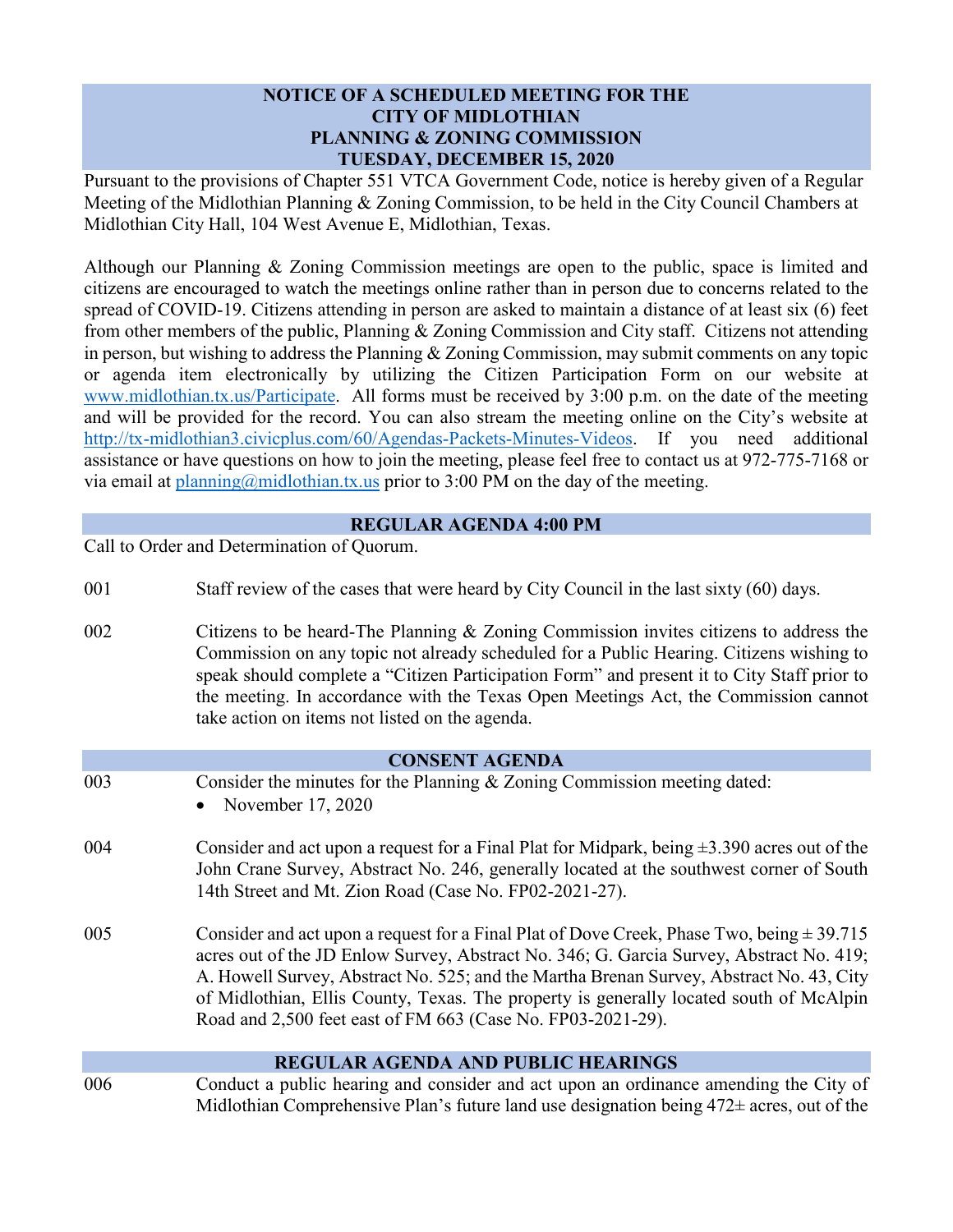# NOTICE OF A SCHEDULED MEETING FOR THE CITY OF MIDLOTHIAN PLANNING & ZONING COMMISSION TUESDAY, DECEMBER 15, 2020

Pursuant to the provisions of Chapter 551 VTCA Government Code, notice is hereby given of a Regular Meeting of the Midlothian Planning & Zoning Commission, to be held in the City Council Chambers at Midlothian City Hall, 104 West Avenue E, Midlothian, Texas.

Although our Planning & Zoning Commission meetings are open to the public, space is limited and citizens are encouraged to watch the meetings online rather than in person due to concerns related to the spread of COVID-19. Citizens attending in person are asked to maintain a distance of at least six (6) feet from other members of the public, Planning & Zoning Commission and City staff. Citizens not attending in person, but wishing to address the Planning & Zoning Commission, may submit comments on any topic or agenda item electronically by utilizing the Citizen Participation Form on our website at www.midlothian.tx.us/Participate. All forms must be received by 3:00 p.m. on the date of the meeting and will be provided for the record. You can also stream the meeting online on the City's website at http://tx-midlothian3.civicplus.com/60/Agendas-Packets-Minutes-Videos. If you need additional assistance or have questions on how to join the meeting, please feel free to contact us at 972-775-7168 or via email at planning@midlothian.tx.us prior to 3:00 PM on the day of the meeting.

## REGULAR AGENDA 4:00 PM

Call to Order and Determination of Quorum.

001 Staff review of the cases that were heard by City Council in the last sixty (60) days.

002 Citizens to be heard-The Planning & Zoning Commission invites citizens to address the Commission on any topic not already scheduled for a Public Hearing. Citizens wishing to speak should complete a "Citizen Participation Form" and present it to City Staff prior to the meeting. In accordance with the Texas Open Meetings Act, the Commission cannot take action on items not listed on the agenda.

## CONSENT AGENDA

003 Consider the minutes for the Planning & Zoning Commission meeting dated:

- November 17, 2020

004 Consider and act upon a request for a Final Plat for Midpark, being ±3.390 acres out of the John Crane Survey, Abstract No. 246, generally located at the southwest corner of South 14th Street and Mt. Zion Road (Case No. FP02-2021-27).

005 Consider and act upon a request for a Final Plat of Dove Creek, Phase Two, being ± 39.715 acres out of the JD Enlow Survey, Abstract No. 346; G. Garcia Survey, Abstract No. 419; A. Howell Survey, Abstract No. 525; and the Martha Brenan Survey, Abstract No. 43, City of Midlothian, Ellis County, Texas. The property is generally located south of McAlpin Road and 2,500 feet east of FM 663 (Case No. FP03-2021-29).

## REGULAR AGENDA AND PUBLIC HEARINGS

006 Conduct a public hearing and consider and act upon an ordinance amending the City of Midlothian Comprehensive Plan's future land use designation being 472± acres, out of the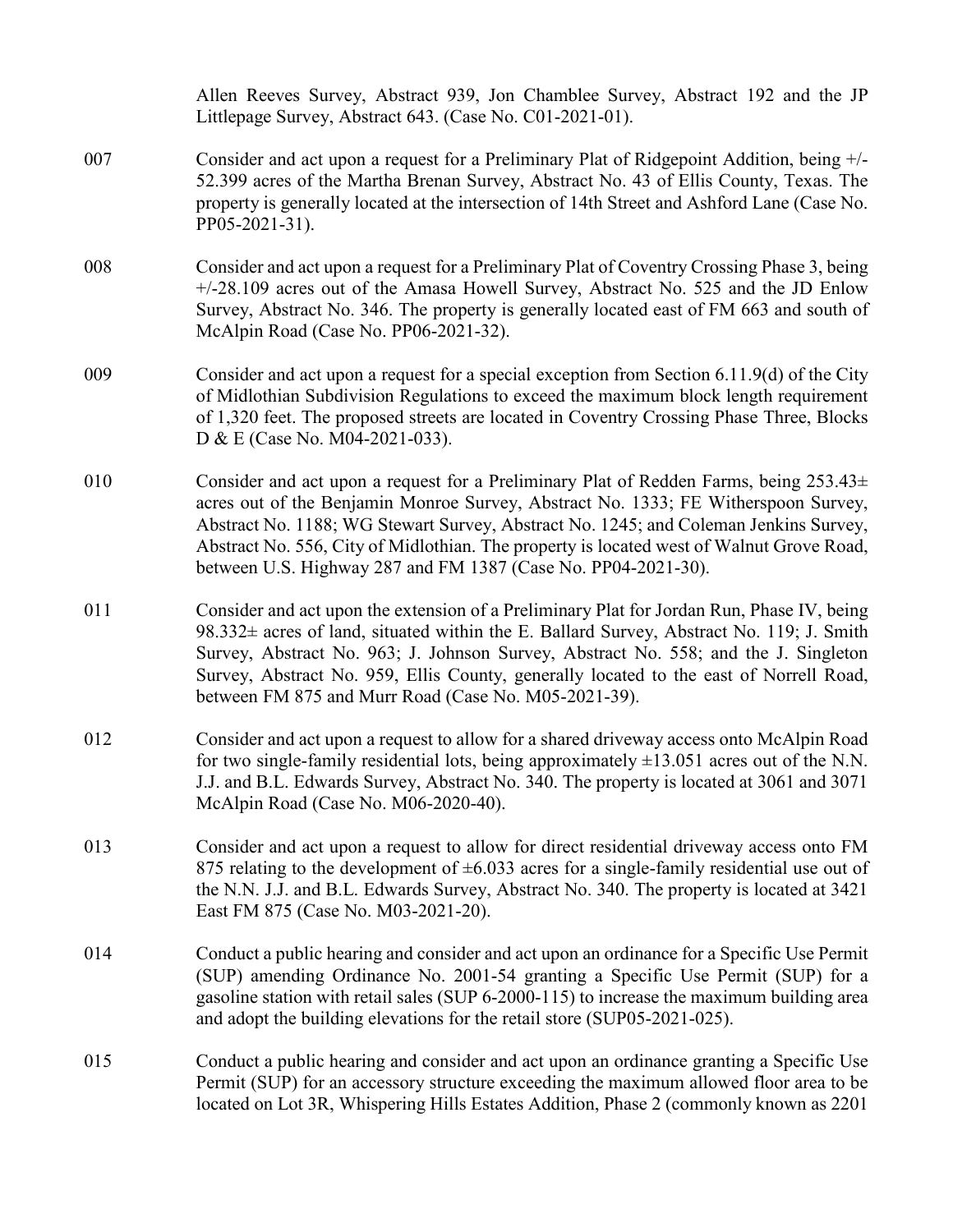Allen Reeves Survey, Abstract 939, Jon Chamblee Survey, Abstract 192 and the JP Littlepage Survey, Abstract 643. (Case No. C01-2021-01).

007 Consider and act upon a request for a Preliminary Plat of Ridgepoint Addition, being +/- 52.399 acres of the Martha Brenan Survey, Abstract No. 43 of Ellis County, Texas. The property is generally located at the intersection of 14th Street and Ashford Lane (Case No. PP05-2021-31).

008 Consider and act upon a request for a Preliminary Plat of Coventry Crossing Phase 3, being +/-28.109 acres out of the Amasa Howell Survey, Abstract No. 525 and the JD Enlow Survey, Abstract No. 346. The property is generally located east of FM 663 and south of McAlpin Road (Case No. PP06-2021-32).

009 Consider and act upon a request for a special exception from Section 6.11.9(d) of the City of Midlothian Subdivision Regulations to exceed the maximum block length requirement of 1,320 feet. The proposed streets are located in Coventry Crossing Phase Three, Blocks D & E (Case No. M04-2021-033).

010 Consider and act upon a request for a Preliminary Plat of Redden Farms, being 253.43± acres out of the Benjamin Monroe Survey, Abstract No. 1333; FE Witherspoon Survey, Abstract No. 1188; WG Stewart Survey, Abstract No. 1245; and Coleman Jenkins Survey, Abstract No. 556, City of Midlothian. The property is located west of Walnut Grove Road, between U.S. Highway 287 and FM 1387 (Case No. PP04-2021-30).

011 Consider and act upon the extension of a Preliminary Plat for Jordan Run, Phase IV, being 98.332± acres of land, situated within the E. Ballard Survey, Abstract No. 119; J. Smith Survey, Abstract No. 963; J. Johnson Survey, Abstract No. 558; and the J. Singleton Survey, Abstract No. 959, Ellis County, generally located to the east of Norrell Road, between FM 875 and Murr Road (Case No. M05-2021-39).

012 Consider and act upon a request to allow for a shared driveway access onto McAlpin Road for two single-family residential lots, being approximately ±13.051 acres out of the N.N. J.J. and B.L. Edwards Survey, Abstract No. 340. The property is located at 3061 and 3071 McAlpin Road (Case No. M06-2020-40).

013 Consider and act upon a request to allow for direct residential driveway access onto FM 875 relating to the development of ±6.033 acres for a single-family residential use out of the N.N. J.J. and B.L. Edwards Survey, Abstract No. 340. The property is located at 3421 East FM 875 (Case No. M03-2021-20).

014 Conduct a public hearing and consider and act upon an ordinance for a Specific Use Permit (SUP) amending Ordinance No. 2001-54 granting a Specific Use Permit (SUP) for a gasoline station with retail sales (SUP 6-2000-115) to increase the maximum building area and adopt the building elevations for the retail store (SUP05-2021-025).

015 Conduct a public hearing and consider and act upon an ordinance granting a Specific Use Permit (SUP) for an accessory structure exceeding the maximum allowed floor area to be located on Lot 3R, Whispering Hills Estates Addition, Phase 2 (commonly known as 2201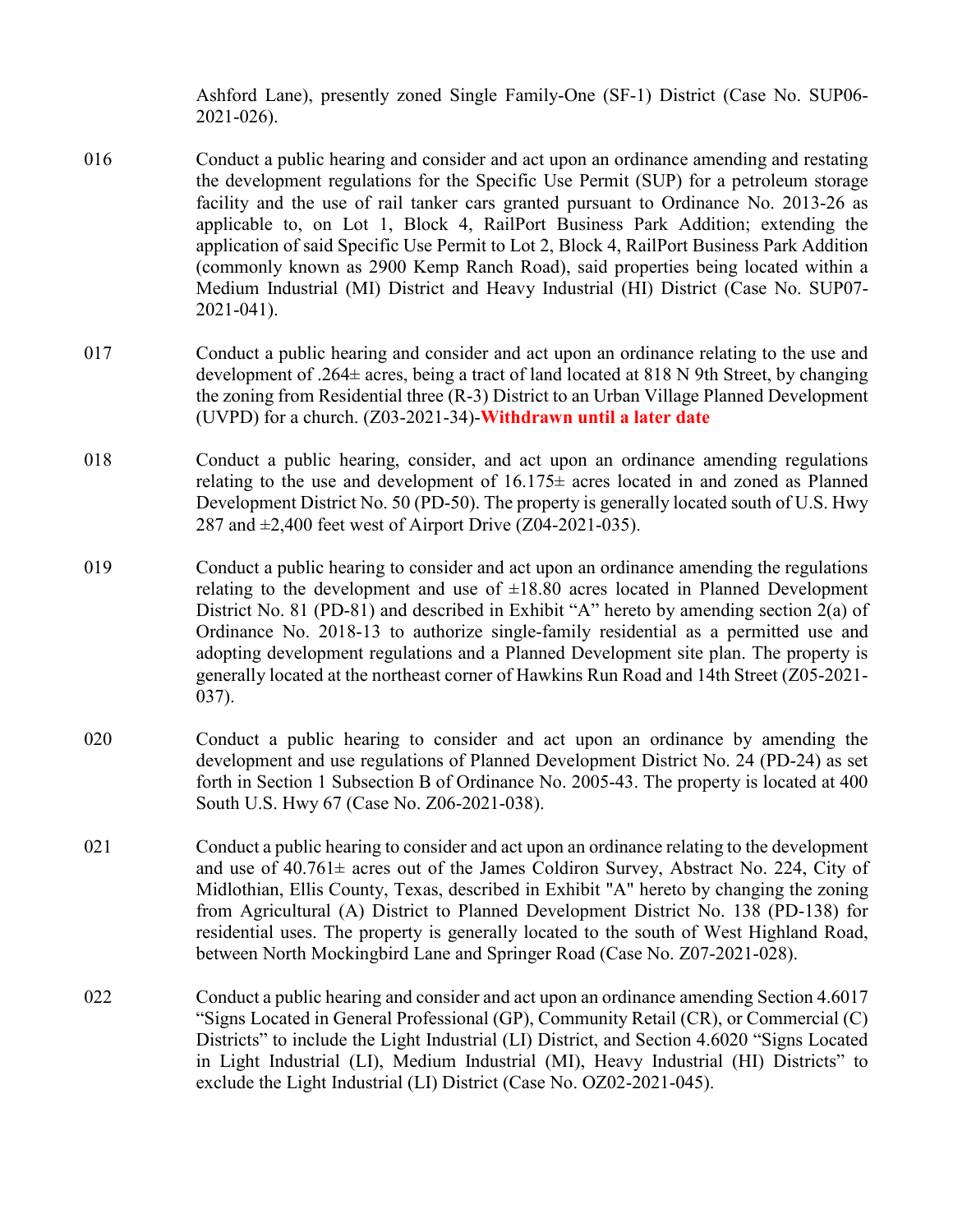Ashford Lane), presently zoned Single Family-One (SF-1) District (Case No. SUP06-2021-026).

016 Conduct a public hearing and consider and act upon an ordinance amending and restating the development regulations for the Specific Use Permit (SUP) for a petroleum storage facility and the use of rail tanker cars granted pursuant to Ordinance No. 2013-26 as applicable to, on Lot 1, Block 4, RailPort Business Park Addition; extending the application of said Specific Use Permit to Lot 2, Block 4, RailPort Business Park Addition (commonly known as 2900 Kemp Ranch Road), said properties being located within a Medium Industrial (MI) District and Heavy Industrial (HI) District (Case No. SUP07-2021-041).

017 Conduct a public hearing and consider and act upon an ordinance relating to the use and development of .264± acres, being a tract of land located at 818 N 9th Street, by changing the zoning from Residential three (R-3) District to an Urban Village Planned Development (UVPD) for a church. (Z03-2021-34)-**Withdrawn until a later date**

018 Conduct a public hearing, consider, and act upon an ordinance amending regulations relating to the use and development of 16.175± acres located in and zoned as Planned Development District No. 50 (PD-50). The property is generally located south of U.S. Hwy 287 and ±2,400 feet west of Airport Drive (Z04-2021-035).

019 Conduct a public hearing to consider and act upon an ordinance amending the regulations relating to the development and use of ±18.80 acres located in Planned Development District No. 81 (PD-81) and described in Exhibit "A" hereto by amending section 2(a) of Ordinance No. 2018-13 to authorize single-family residential as a permitted use and adopting development regulations and a Planned Development site plan. The property is generally located at the northeast corner of Hawkins Run Road and 14th Street (Z05-2021-037).

020 Conduct a public hearing to consider and act upon an ordinance by amending the development and use regulations of Planned Development District No. 24 (PD-24) as set forth in Section 1 Subsection B of Ordinance No. 2005-43. The property is located at 400 South U.S. Hwy 67 (Case No. Z06-2021-038).

021 Conduct a public hearing to consider and act upon an ordinance relating to the development and use of 40.761± acres out of the James Coldiron Survey, Abstract No. 224, City of Midlothian, Ellis County, Texas, described in Exhibit "A" hereto by changing the zoning from Agricultural (A) District to Planned Development District No. 138 (PD-138) for residential uses. The property is generally located to the south of West Highland Road, between North Mockingbird Lane and Springer Road (Case No. Z07-2021-028).

022 Conduct a public hearing and consider and act upon an ordinance amending Section 4.6017 "Signs Located in General Professional (GP), Community Retail (CR), or Commercial (C) Districts" to include the Light Industrial (LI) District, and Section 4.6020 "Signs Located in Light Industrial (LI), Medium Industrial (MI), Heavy Industrial (HI) Districts" to exclude the Light Industrial (LI) District (Case No. OZ02-2021-045).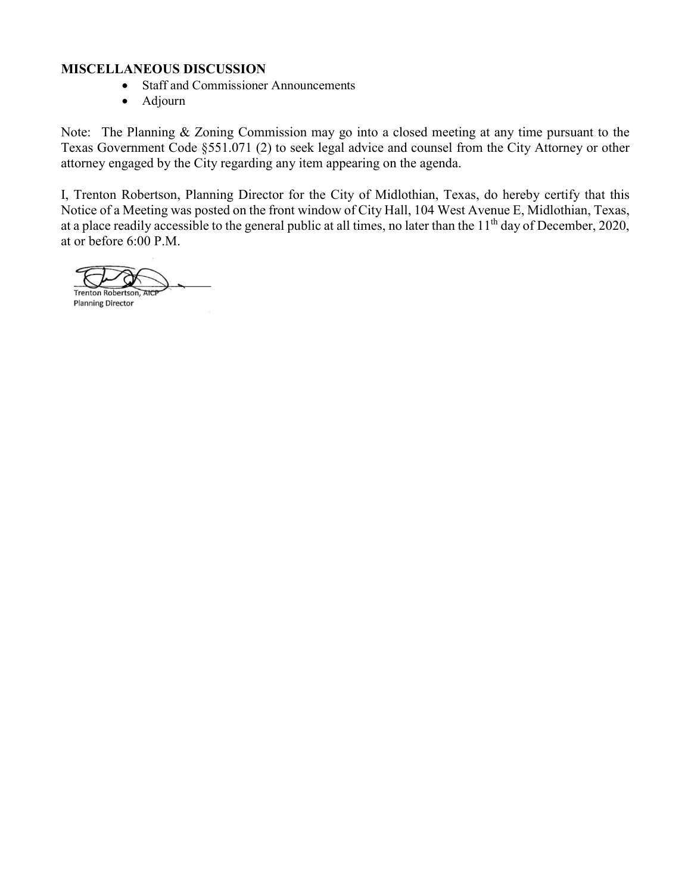**MISCELLANEOUS DISCUSSION**

- Staff and Commissioner Announcements
- Adjourn

Note: The Planning & Zoning Commission may go into a closed meeting at any time pursuant to the Texas Government Code §551.071 (2) to seek legal advice and counsel from the City Attorney or other attorney engaged by the City regarding any item appearing on the agenda.

I, Trenton Robertson, Planning Director for the City of Midlothian, Texas, do hereby certify that this Notice of a Meeting was posted on the front window of City Hall, 104 West Avenue E, Midlothian, Texas, at a place readily accessible to the general public at all times, no later than the 11th day of December, 2020, at or before 6:00 P.M.

Trenton Robertson, AICP
Planning Director